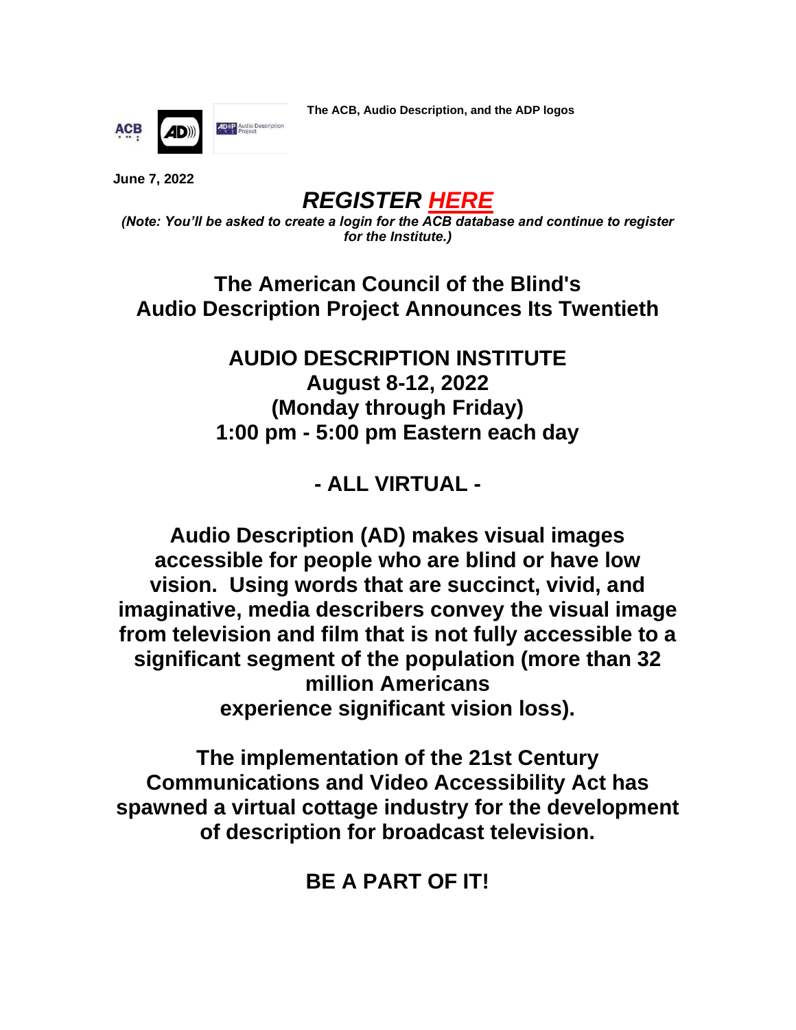**The ACB, Audio Description, and the ADP logos**

**June 7, 2022**

## *REGISTER HERE*

***(Note: You'll be asked to create a login for the ACB database and continue to register for the Institute.)***

## The American Council of the Blind's Audio Description Project Announces Its Twentieth

## AUDIO DESCRIPTION INSTITUTE
## August 8-12, 2022
## (Monday through Friday)
## 1:00 pm - 5:00 pm Eastern each day

## - ALL VIRTUAL -

**Audio Description (AD) makes visual images accessible for people who are blind or have low vision. Using words that are succinct, vivid, and imaginative, media describers convey the visual image from television and film that is not fully accessible to a significant segment of the population (more than 32 million Americans experience significant vision loss).**

**The implementation of the 21st Century Communications and Video Accessibility Act has spawned a virtual cottage industry for the development of description for broadcast television.**

**BE A PART OF IT!**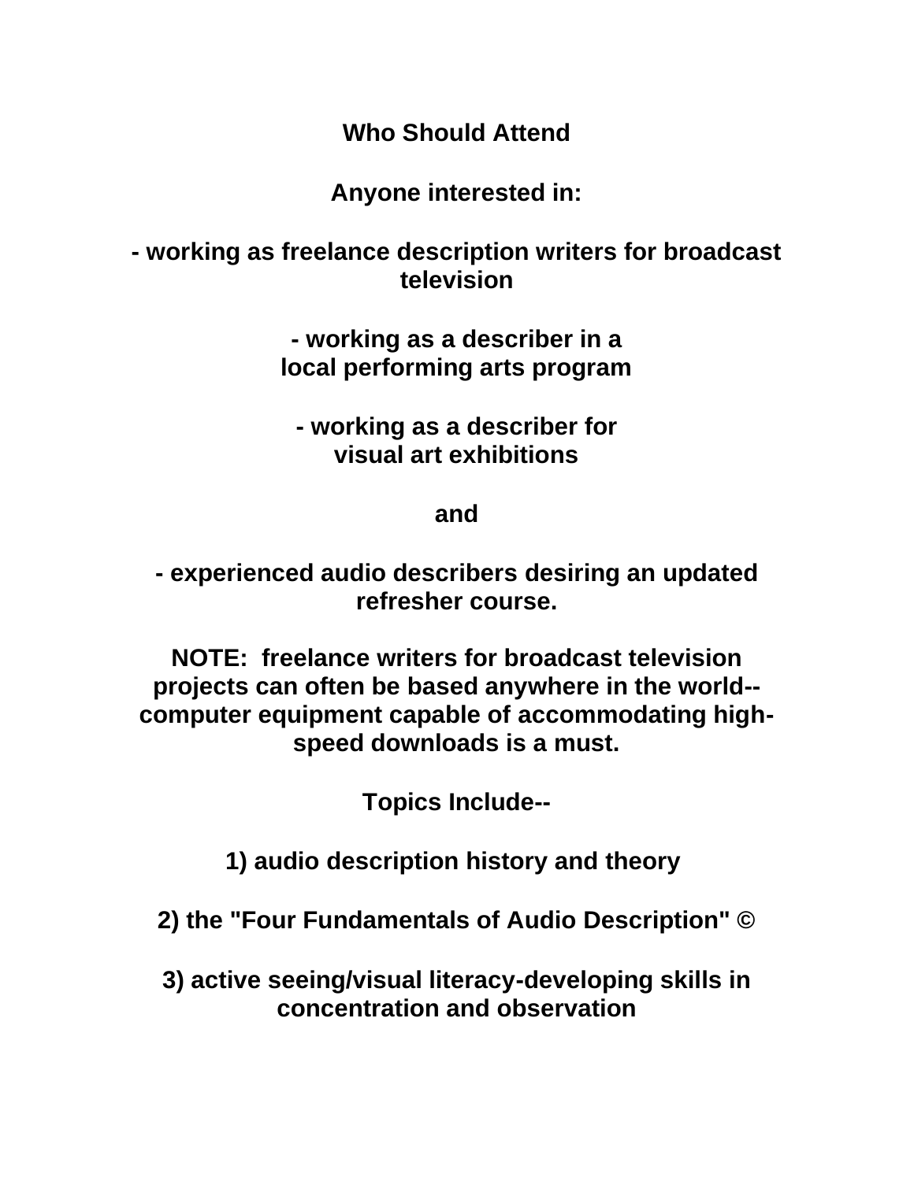## Who Should Attend

**Anyone interested in:**

**- working as freelance description writers for broadcast television**

**- working as a describer in a local performing arts program**

**- working as a describer for visual art exhibitions**

**and**

**- experienced audio describers desiring an updated refresher course.**

**NOTE: freelance writers for broadcast television projects can often be based anywhere in the world--computer equipment capable of accommodating high-speed downloads is a must.**

## Topics Include--

**1) audio description history and theory**

**2) the "Four Fundamentals of Audio Description" ©**

**3) active seeing/visual literacy-developing skills in concentration and observation**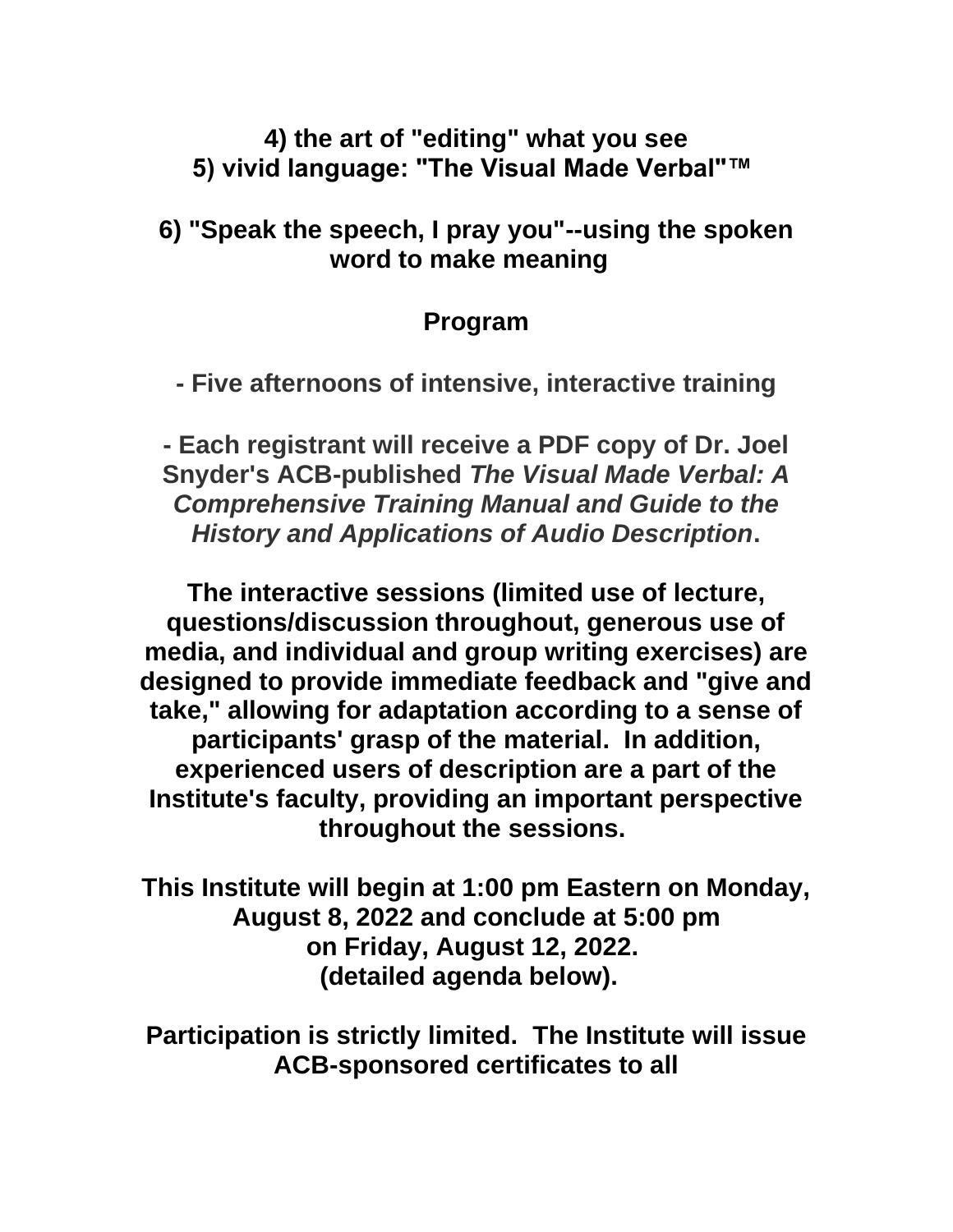**4) the art of "editing" what you see**
**5) vivid language: "The Visual Made Verbal"™**

**6) "Speak the speech, I pray you"--using the spoken word to make meaning**

## Program

**- Five afternoons of intensive, interactive training**

**- Each registrant will receive a PDF copy of Dr. Joel Snyder's ACB-published *The Visual Made Verbal: A Comprehensive Training Manual and Guide to the History and Applications of Audio Description*.**

**The interactive sessions (limited use of lecture, questions/discussion throughout, generous use of media, and individual and group writing exercises) are designed to provide immediate feedback and "give and take," allowing for adaptation according to a sense of participants' grasp of the material. In addition, experienced users of description are a part of the Institute's faculty, providing an important perspective throughout the sessions.**

**This Institute will begin at 1:00 pm Eastern on Monday, August 8, 2022 and conclude at 5:00 pm on Friday, August 12, 2022. (detailed agenda below).**

**Participation is strictly limited. The Institute will issue ACB-sponsored certificates to all**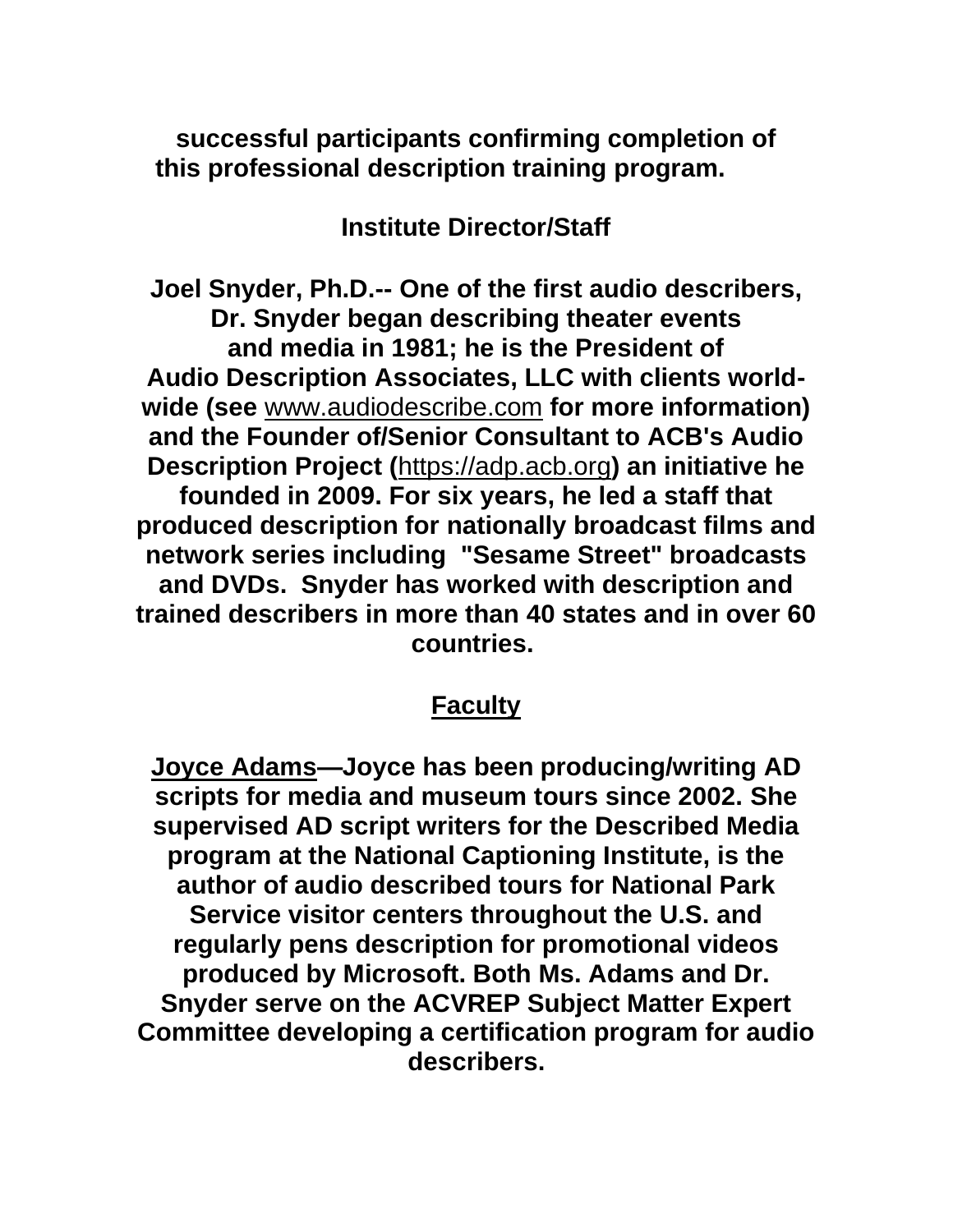**successful participants confirming completion of this professional description training program.**

## Institute Director/Staff

**Joel Snyder, Ph.D.-- One of the first audio describers, Dr. Snyder began describing theater events and media in 1981; he is the President of Audio Description Associates, LLC with clients world-wide (see** www.audiodescribe.com **for more information) and the Founder of/Senior Consultant to ACB's Audio Description Project (**https://adp.acb.org**) an initiative he founded in 2009. For six years, he led a staff that produced description for nationally broadcast films and network series including "Sesame Street" broadcasts and DVDs. Snyder has worked with description and trained describers in more than 40 states and in over 60 countries.**

## Faculty

**Joyce Adams—Joyce has been producing/writing AD scripts for media and museum tours since 2002. She supervised AD script writers for the Described Media program at the National Captioning Institute, is the author of audio described tours for National Park Service visitor centers throughout the U.S. and regularly pens description for promotional videos produced by Microsoft. Both Ms. Adams and Dr. Snyder serve on the ACVREP Subject Matter Expert Committee developing a certification program for audio describers.**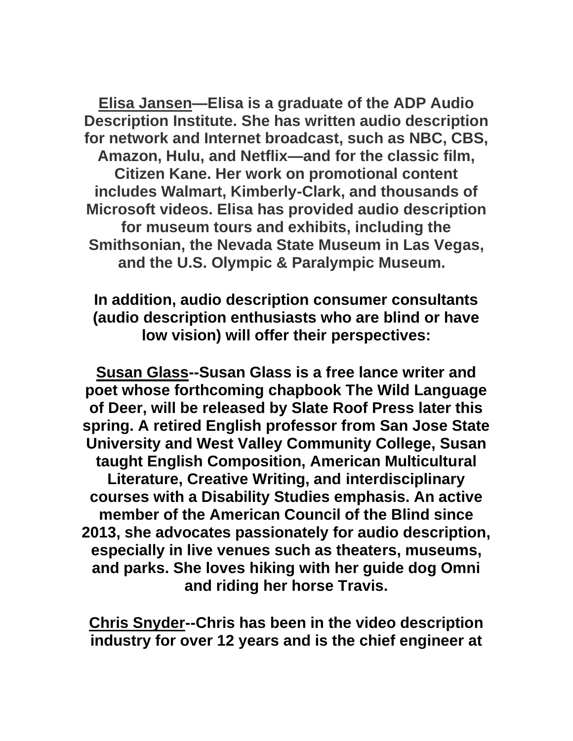**<u>Elisa Jansen</u>—Elisa is a graduate of the ADP Audio Description Institute. She has written audio description for network and Internet broadcast, such as NBC, CBS, Amazon, Hulu, and Netflix—and for the classic film, Citizen Kane. Her work on promotional content includes Walmart, Kimberly-Clark, and thousands of Microsoft videos. Elisa has provided audio description for museum tours and exhibits, including the Smithsonian, the Nevada State Museum in Las Vegas, and the U.S. Olympic & Paralympic Museum.**

**In addition, audio description consumer consultants (audio description enthusiasts who are blind or have low vision) will offer their perspectives:**

**<u>Susan Glass</u>--Susan Glass is a free lance writer and poet whose forthcoming chapbook The Wild Language of Deer, will be released by Slate Roof Press later this spring. A retired English professor from San Jose State University and West Valley Community College, Susan taught English Composition, American Multicultural Literature, Creative Writing, and interdisciplinary courses with a Disability Studies emphasis. An active member of the American Council of the Blind since 2013, she advocates passionately for audio description, especially in live venues such as theaters, museums, and parks. She loves hiking with her guide dog Omni and riding her horse Travis.**

**<u>Chris Snyder</u>--Chris has been in the video description industry for over 12 years and is the chief engineer at**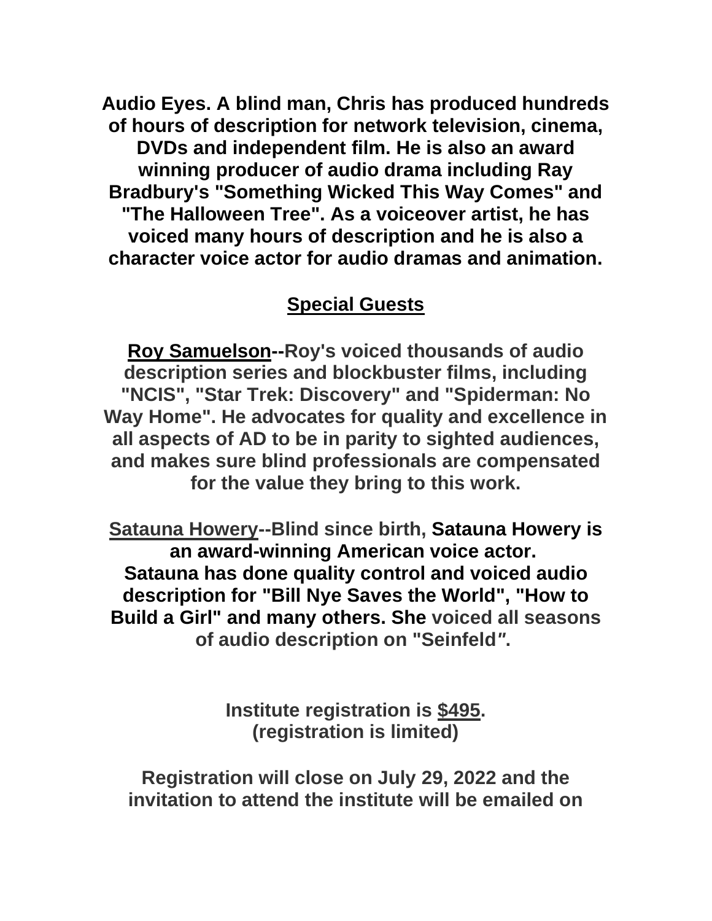**Audio Eyes. A blind man, Chris has produced hundreds of hours of description for network television, cinema, DVDs and independent film. He is also an award winning producer of audio drama including Ray Bradbury's "Something Wicked This Way Comes" and "The Halloween Tree". As a voiceover artist, he has voiced many hours of description and he is also a character voice actor for audio dramas and animation.**

## Special Guests

**Roy Samuelson--Roy's voiced thousands of audio description series and blockbuster films, including "NCIS", "Star Trek: Discovery" and "Spiderman: No Way Home". He advocates for quality and excellence in all aspects of AD to be in parity to sighted audiences, and makes sure blind professionals are compensated for the value they bring to this work.**

**Satauna Howery--Blind since birth, Satauna Howery is an award-winning American voice actor. Satauna has done quality control and voiced audio description for "Bill Nye Saves the World", "How to Build a Girl" and many others. She voiced all seasons of audio description on "Seinfeld".**

**Institute registration is $495.**
**(registration is limited)**

**Registration will close on July 29, 2022 and the invitation to attend the institute will be emailed on**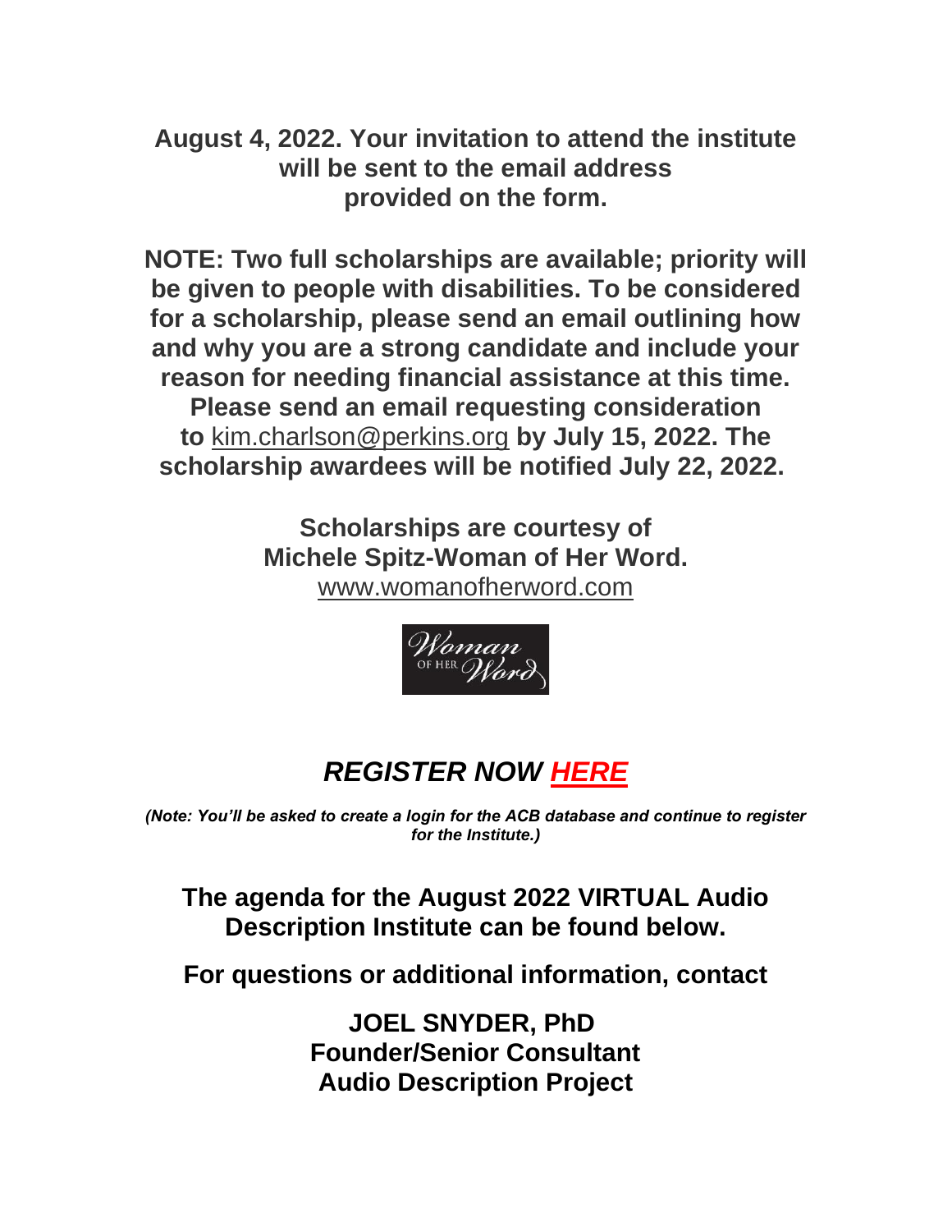**August 4, 2022. Your invitation to attend the institute will be sent to the email address provided on the form.**

**NOTE: Two full scholarships are available; priority will be given to people with disabilities. To be considered for a scholarship, please send an email outlining how and why you are a strong candidate and include your reason for needing financial assistance at this time. Please send an email requesting consideration to** kim.charlson@perkins.org **by July 15, 2022. The scholarship awardees will be notified July 22, 2022.**

**Scholarships are courtesy of Michele Spitz-Woman of Her Word.**
www.womanofherword.com

Woman OF HER Word

## *REGISTER NOW HERE*

***(Note: You'll be asked to create a login for the ACB database and continue to register for the Institute.)***

**The agenda for the August 2022 VIRTUAL Audio Description Institute can be found below.**

**For questions or additional information, contact**

**JOEL SNYDER, PhD**
**Founder/Senior Consultant**
**Audio Description Project**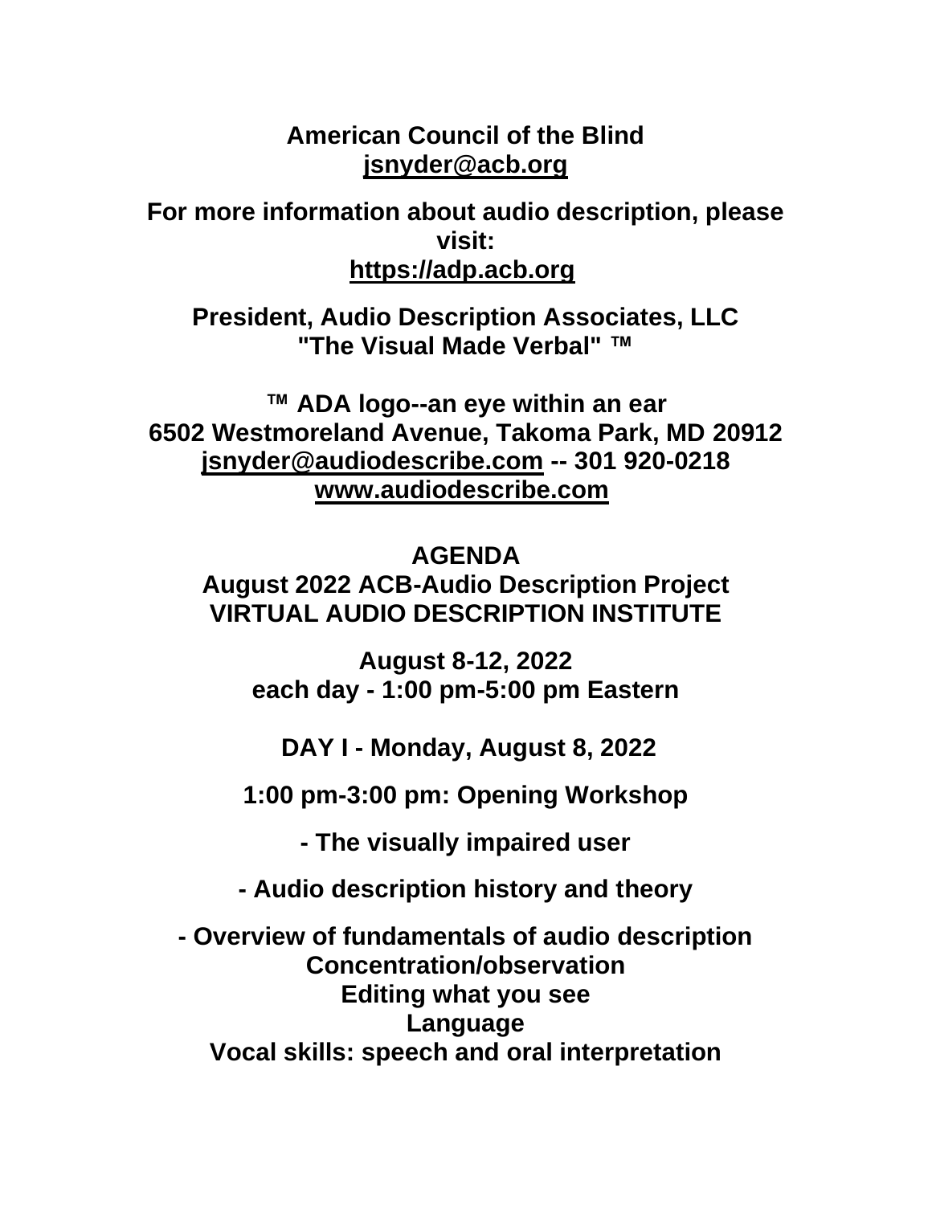**American Council of the Blind**
**jsnyder@acb.org**

**For more information about audio description, please visit:**
**https://adp.acb.org**

**President, Audio Description Associates, LLC**
**"The Visual Made Verbal" ™**

**™ ADA logo--an eye within an ear**
**6502 Westmoreland Avenue, Takoma Park, MD 20912**
**jsnyder@audiodescribe.com -- 301 920-0218**
**www.audiodescribe.com**

# AGENDA
## August 2022 ACB-Audio Description Project VIRTUAL AUDIO DESCRIPTION INSTITUTE

**August 8-12, 2022**
**each day - 1:00 pm-5:00 pm Eastern**

## DAY I - Monday, August 8, 2022

**1:00 pm-3:00 pm: Opening Workshop**

**- The visually impaired user**

**- Audio description history and theory**

**- Overview of fundamentals of audio description**
**Concentration/observation**
**Editing what you see**
**Language**
**Vocal skills: speech and oral interpretation**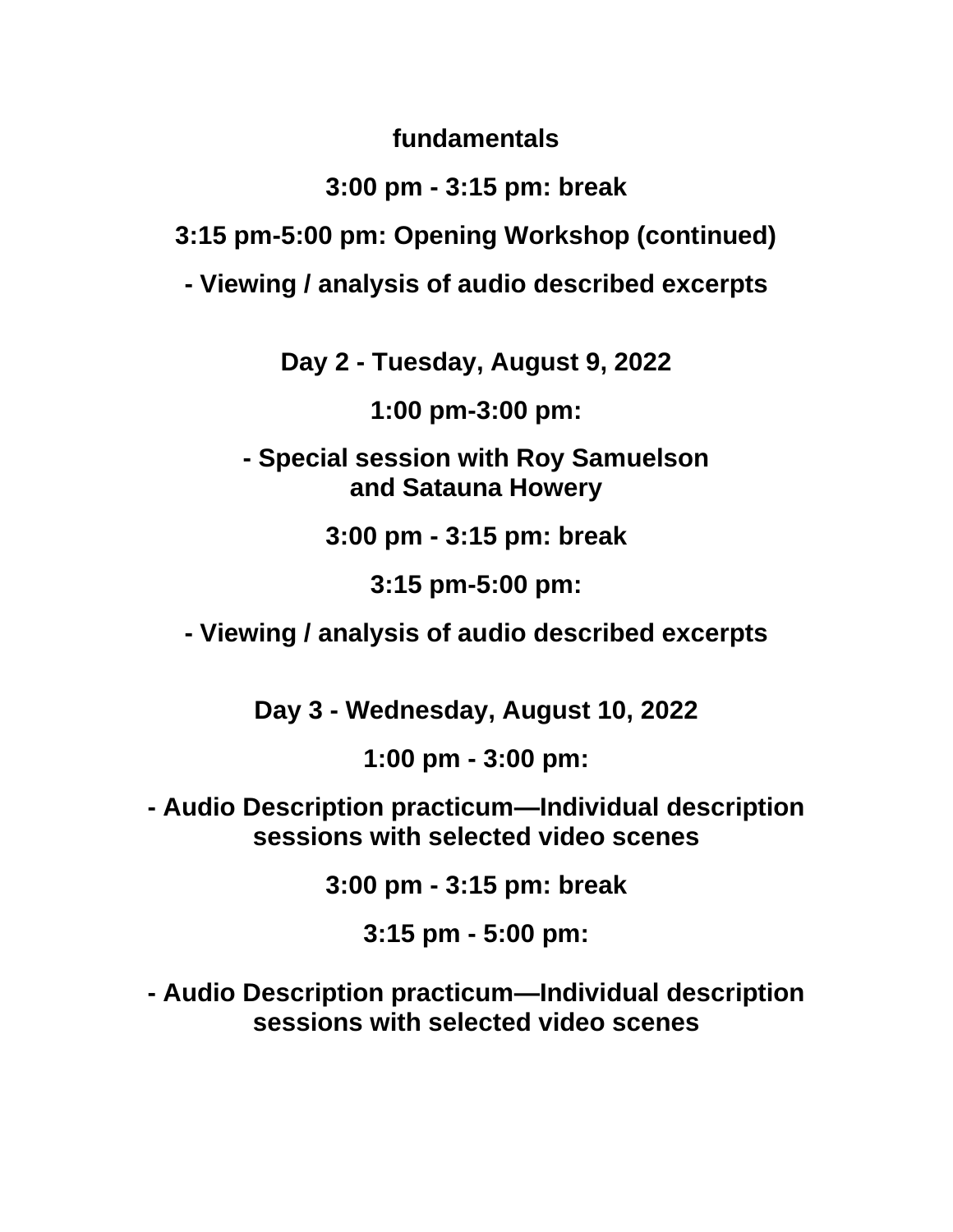**fundamentals**

**3:00 pm - 3:15 pm: break**

**3:15 pm-5:00 pm: Opening Workshop (continued)**

**- Viewing / analysis of audio described excerpts**

**Day 2 - Tuesday, August 9, 2022**

**1:00 pm-3:00 pm:**

**- Special session with Roy Samuelson and Satauna Howery**

**3:00 pm - 3:15 pm: break**

**3:15 pm-5:00 pm:**

**- Viewing / analysis of audio described excerpts**

**Day 3 - Wednesday, August 10, 2022**

**1:00 pm - 3:00 pm:**

**- Audio Description practicum—Individual description sessions with selected video scenes**

**3:00 pm - 3:15 pm: break**

**3:15 pm - 5:00 pm:**

**- Audio Description practicum—Individual description sessions with selected video scenes**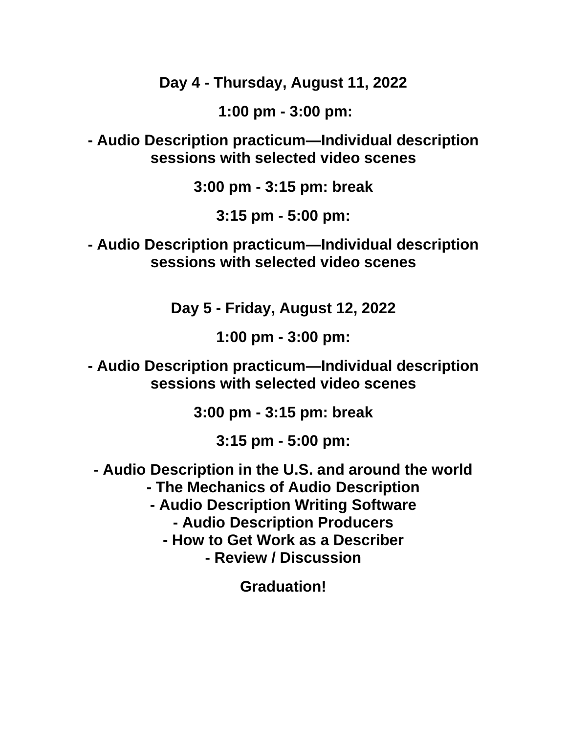**Day 4 - Thursday, August 11, 2022**

**1:00 pm - 3:00 pm:**

**- Audio Description practicum—Individual description sessions with selected video scenes**

**3:00 pm - 3:15 pm: break**

**3:15 pm - 5:00 pm:**

**- Audio Description practicum—Individual description sessions with selected video scenes**

**Day 5 - Friday, August 12, 2022**

**1:00 pm - 3:00 pm:**

**- Audio Description practicum—Individual description sessions with selected video scenes**

**3:00 pm - 3:15 pm: break**

**3:15 pm - 5:00 pm:**

**- Audio Description in the U.S. and around the world**
**- The Mechanics of Audio Description**
**- Audio Description Writing Software**
**- Audio Description Producers**
**- How to Get Work as a Describer**
**- Review / Discussion**

**Graduation!**